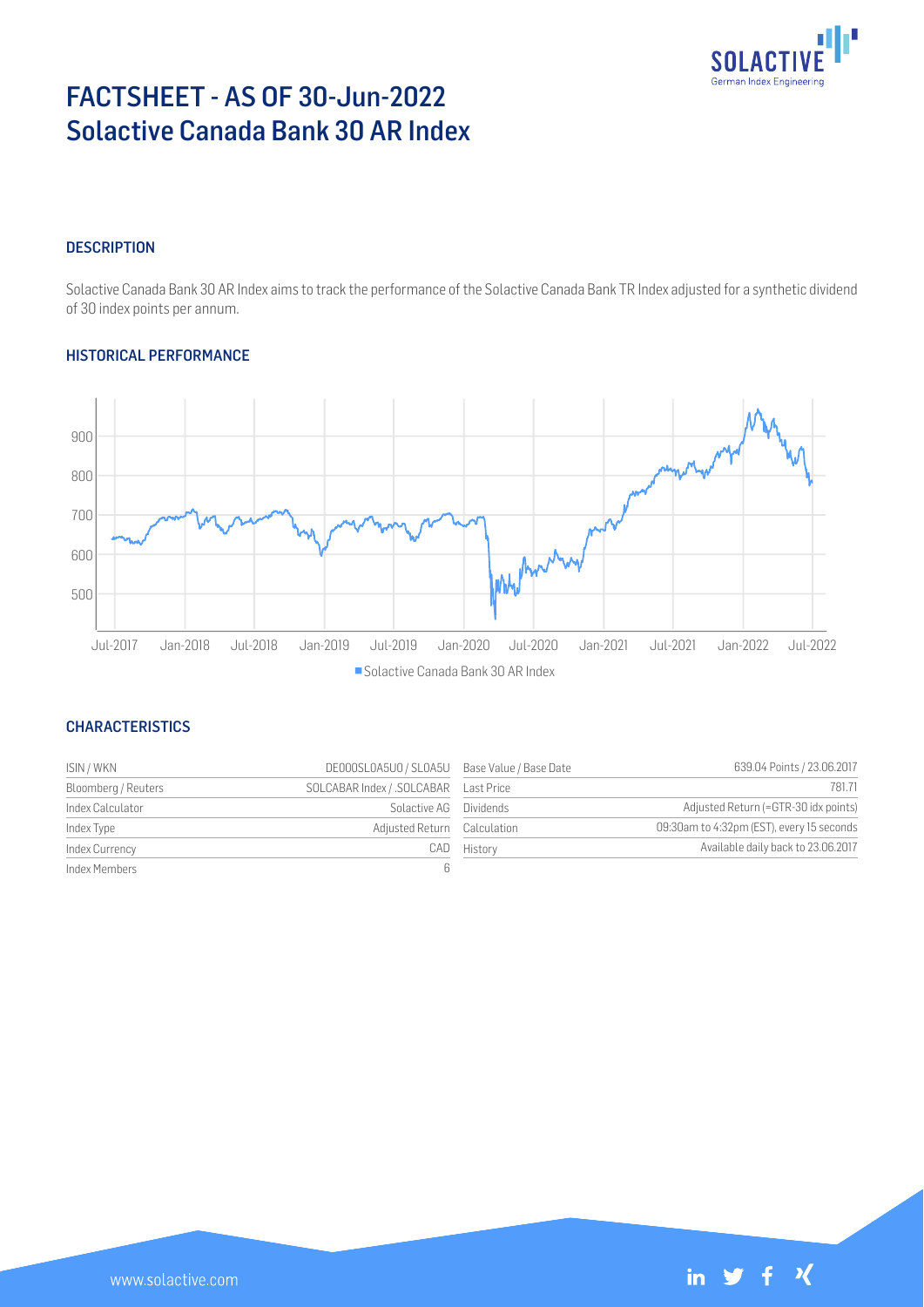# FACTSHEET - AS OF 30-Jun-2022
# Solactive Canada Bank 30 AR Index

## DESCRIPTION

Solactive Canada Bank 30 AR Index aims to track the performance of the Solactive Canada Bank TR Index adjusted for a synthetic dividend of 30 index points per annum.

## HISTORICAL PERFORMANCE

## CHARACTERISTICS

| | | | |
|---|---|---|---|
| ISIN / WKN | DE000SL0A5U0 / SL0A5U | Base Value / Base Date | 639.04 Points / 23.06.2017 |
| Bloomberg / Reuters | SOLCABAR Index / .SOLCABAR | Last Price | 781.71 |
| Index Calculator | Solactive AG | Dividends | Adjusted Return (=GTR-30 idx points) |
| Index Type | Adjusted Return | Calculation | 09:30am to 4:32pm (EST), every 15 seconds |
| Index Currency | CAD | History | Available daily back to 23.06.2017 |
| Index Members | 6 | | |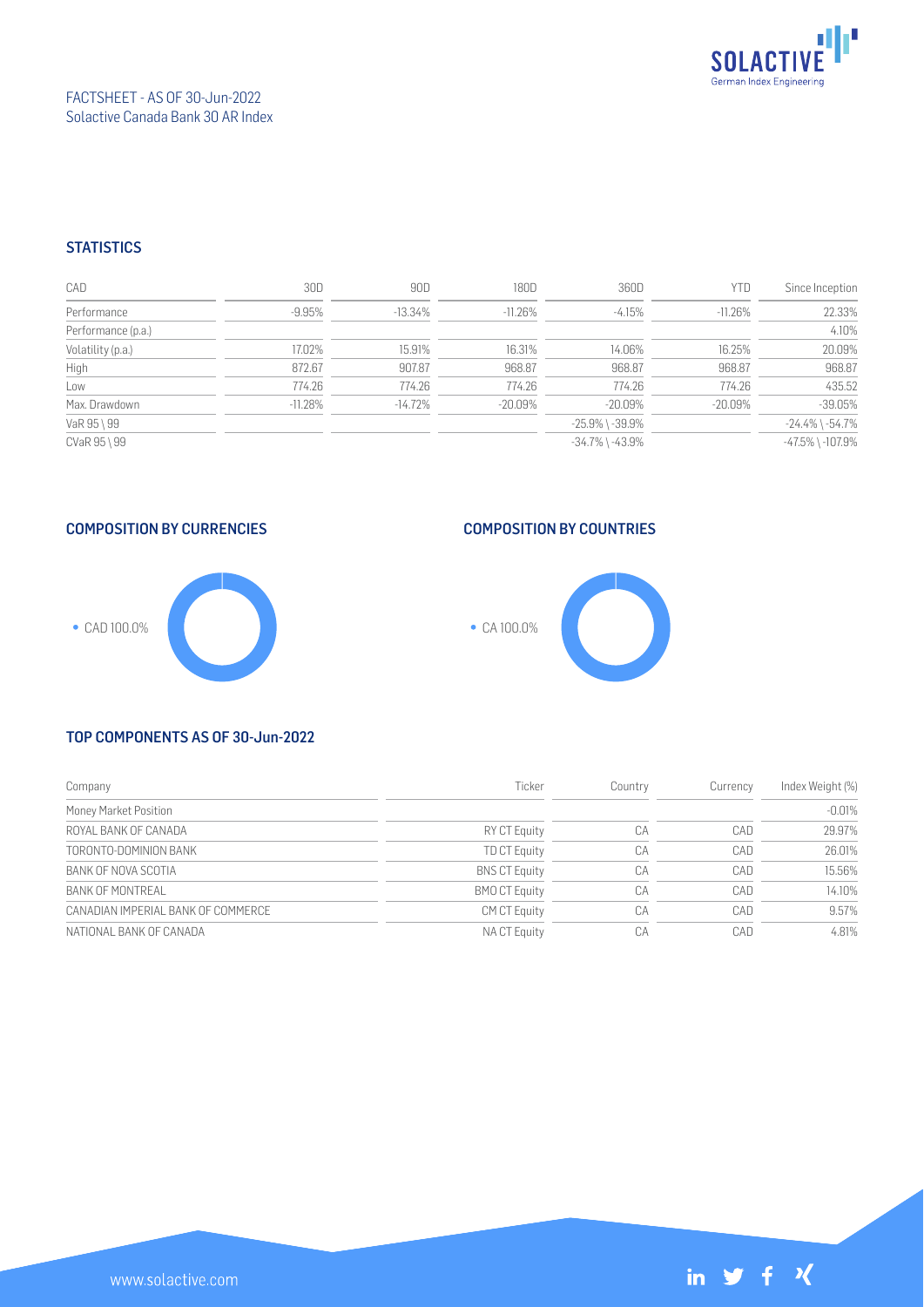FACTSHEET - AS OF 30-Jun-2022
Solactive Canada Bank 30 AR Index

## STATISTICS

| CAD | 30D | 90D | 180D | 360D | YTD | Since Inception |
|---|---|---|---|---|---|---|
| Performance | -9.95% | -13.34% | -11.26% | -4.15% | -11.26% | 22.33% |
| Performance (p.a.) | | | | | | 4.10% |
| Volatility (p.a.) | 17.02% | 15.91% | 16.31% | 14.06% | 16.25% | 20.09% |
| High | 872.67 | 907.87 | 968.87 | 968.87 | 968.87 | 968.87 |
| Low | 774.26 | 774.26 | 774.26 | 774.26 | 774.26 | 435.52 |
| Max. Drawdown | -11.28% | -14.72% | -20.09% | -20.09% | -20.09% | -39.05% |
| VaR 95 \ 99 | | | | -25.9% \ -39.9% | | -24.4% \ -54.7% |
| CVaR 95 \ 99 | | | | -34.7% \ -43.9% | | -47.5% \ -107.9% |

## COMPOSITION BY CURRENCIES

- CAD 100.0%

## COMPOSITION BY COUNTRIES

- CA 100.0%

## TOP COMPONENTS AS OF 30-Jun-2022

| Company | Ticker | Country | Currency | Index Weight (%) |
|---|---|---|---|---|
| Money Market Position | | | | -0.01% |
| ROYAL BANK OF CANADA | RY CT Equity | CA | CAD | 29.97% |
| TORONTO-DOMINION BANK | TD CT Equity | CA | CAD | 26.01% |
| BANK OF NOVA SCOTIA | BNS CT Equity | CA | CAD | 15.56% |
| BANK OF MONTREAL | BMO CT Equity | CA | CAD | 14.10% |
| CANADIAN IMPERIAL BANK OF COMMERCE | CM CT Equity | CA | CAD | 9.57% |
| NATIONAL BANK OF CANADA | NA CT Equity | CA | CAD | 4.81% |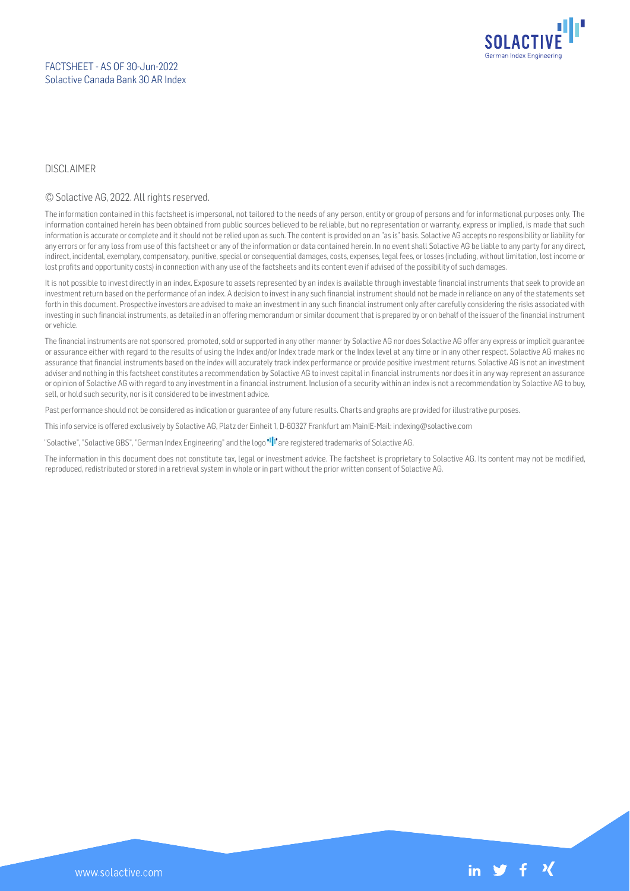FACTSHEET - AS OF 30-Jun-2022
Solactive Canada Bank 30 AR Index

## DISCLAIMER

© Solactive AG, 2022. All rights reserved.

The information contained in this factsheet is impersonal, not tailored to the needs of any person, entity or group of persons and for informational purposes only. The information contained herein has been obtained from public sources believed to be reliable, but no representation or warranty, express or implied, is made that such information is accurate or complete and it should not be relied upon as such. The content is provided on an "as is" basis. Solactive AG accepts no responsibility or liability for any errors or for any loss from use of this factsheet or any of the information or data contained herein. In no event shall Solactive AG be liable to any party for any direct, indirect, incidental, exemplary, compensatory, punitive, special or consequential damages, costs, expenses, legal fees, or losses (including, without limitation, lost income or lost profits and opportunity costs) in connection with any use of the factsheets and its content even if advised of the possibility of such damages.

It is not possible to invest directly in an index. Exposure to assets represented by an index is available through investable financial instruments that seek to provide an investment return based on the performance of an index. A decision to invest in any such financial instrument should not be made in reliance on any of the statements set forth in this document. Prospective investors are advised to make an investment in any such financial instrument only after carefully considering the risks associated with investing in such financial instruments, as detailed in an offering memorandum or similar document that is prepared by or on behalf of the issuer of the financial instrument or vehicle.

The financial instruments are not sponsored, promoted, sold or supported in any other manner by Solactive AG nor does Solactive AG offer any express or implicit guarantee or assurance either with regard to the results of using the Index and/or Index trade mark or the Index level at any time or in any other respect. Solactive AG makes no assurance that financial instruments based on the index will accurately track index performance or provide positive investment returns. Solactive AG is not an investment adviser and nothing in this factsheet constitutes a recommendation by Solactive AG to invest capital in financial instruments nor does it in any way represent an assurance or opinion of Solactive AG with regard to any investment in a financial instrument. Inclusion of a security within an index is not a recommendation by Solactive AG to buy, sell, or hold such security, nor is it considered to be investment advice.

Past performance should not be considered as indication or guarantee of any future results. Charts and graphs are provided for illustrative purposes.

This info service is offered exclusively by Solactive AG, Platz der Einheit 1, D-60327 Frankfurt am Main|E-Mail: indexing@solactive.com

"Solactive", "Solactive GBS", "German Index Engineering" and the logo are registered trademarks of Solactive AG.

The information in this document does not constitute tax, legal or investment advice. The factsheet is proprietary to Solactive AG. Its content may not be modified, reproduced, redistributed or stored in a retrieval system in whole or in part without the prior written consent of Solactive AG.